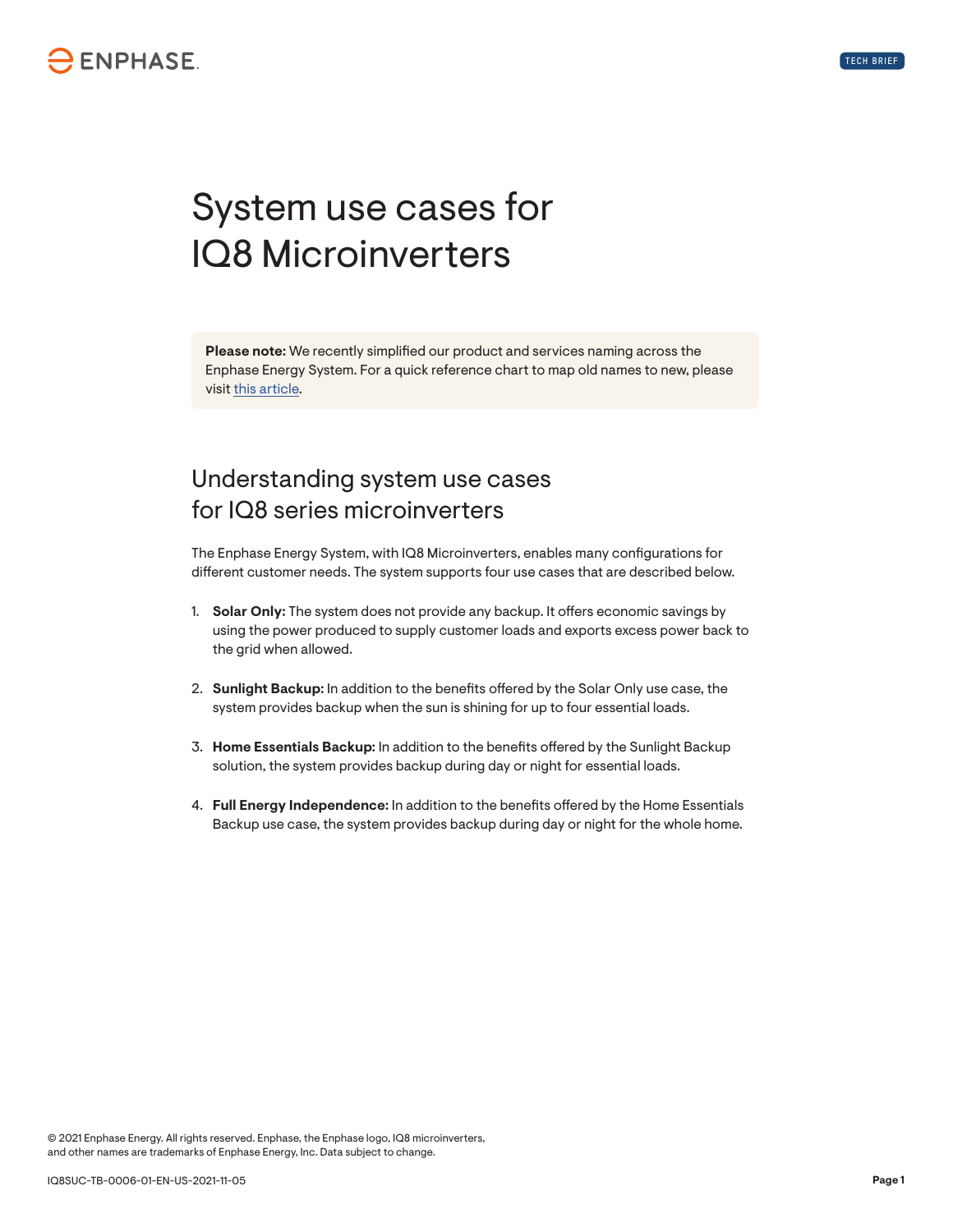# System use cases for IQ8 Microinverters

**Please note:** We recently simplified our product and services naming across the Enphase Energy System. For a quick reference chart to map old names to new, please visit this article.

## Understanding system use cases for IQ8 series microinverters

The Enphase Energy System, with IQ8 Microinverters, enables many configurations for different customer needs. The system supports four use cases that are described below.

1. **Solar Only:** The system does not provide any backup. It offers economic savings by using the power produced to supply customer loads and exports excess power back to the grid when allowed.

2. **Sunlight Backup:** In addition to the benefits offered by the Solar Only use case, the system provides backup when the sun is shining for up to four essential loads.

3. **Home Essentials Backup:** In addition to the benefits offered by the Sunlight Backup solution, the system provides backup during day or night for essential loads.

4. **Full Energy Independence:** In addition to the benefits offered by the Home Essentials Backup use case, the system provides backup during day or night for the whole home.

© 2021 Enphase Energy. All rights reserved. Enphase, the Enphase logo, IQ8 microinverters, and other names are trademarks of Enphase Energy, Inc. Data subject to change.

IQ8SUC-TB-0006-01-EN-US-2021-11-05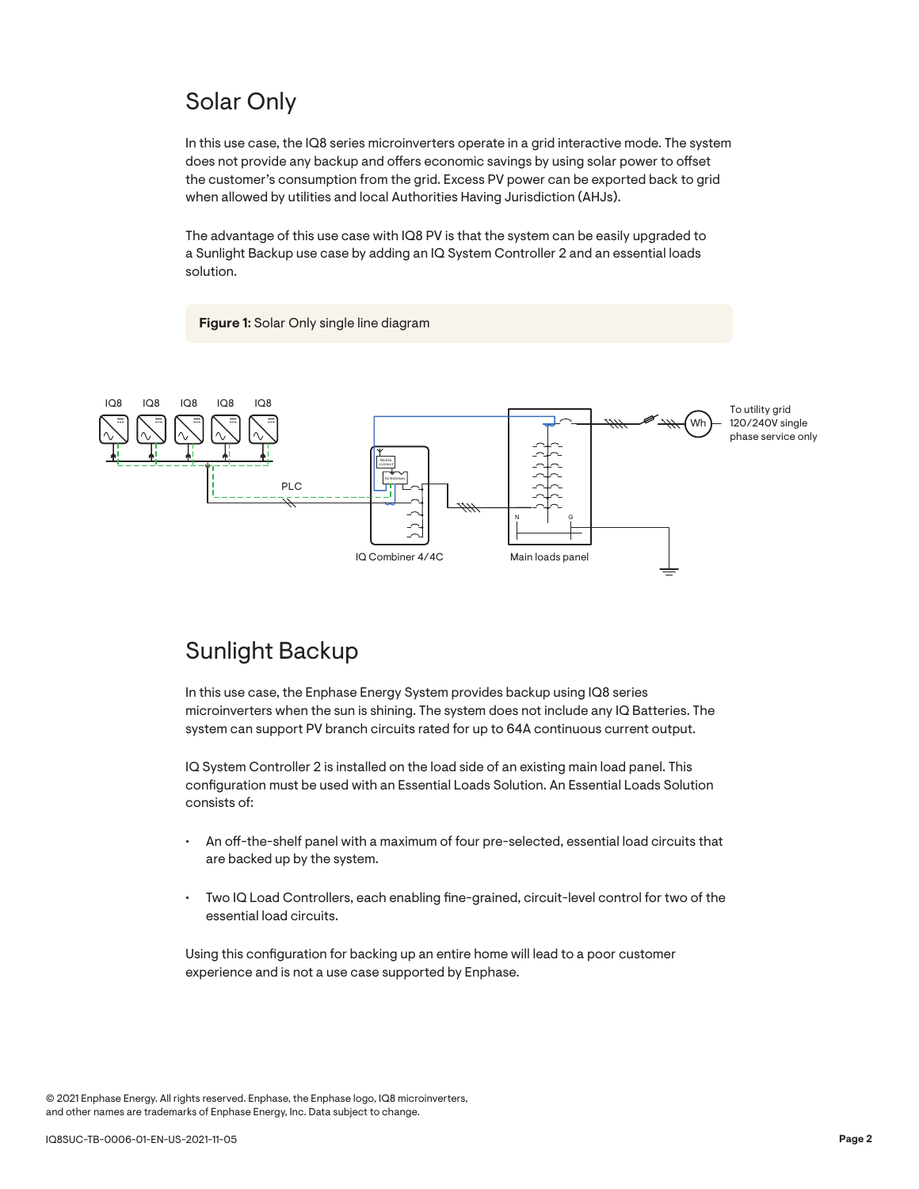## Solar Only

In this use case, the IQ8 series microinverters operate in a grid interactive mode. The system does not provide any backup and offers economic savings by using solar power to offset the customer's consumption from the grid. Excess PV power can be exported back to grid when allowed by utilities and local Authorities Having Jurisdiction (AHJs).

The advantage of this use case with IQ8 PV is that the system can be easily upgraded to a Sunlight Backup use case by adding an IQ System Controller 2 and an essential loads solution.

**Figure 1:** Solar Only single line diagram

IQ8 IQ8 IQ8 IQ8 IQ8

PLC

IQ Combiner 4/4C

Main loads panel

To utility grid 120/240V single phase service only

## Sunlight Backup

In this use case, the Enphase Energy System provides backup using IQ8 series microinverters when the sun is shining. The system does not include any IQ Batteries. The system can support PV branch circuits rated for up to 64A continuous current output.

IQ System Controller 2 is installed on the load side of an existing main load panel. This configuration must be used with an Essential Loads Solution. An Essential Loads Solution consists of:

- An off-the-shelf panel with a maximum of four pre-selected, essential load circuits that are backed up by the system.
- Two IQ Load Controllers, each enabling fine-grained, circuit-level control for two of the essential load circuits.

Using this configuration for backing up an entire home will lead to a poor customer experience and is not a use case supported by Enphase.

© 2021 Enphase Energy. All rights reserved. Enphase, the Enphase logo, IQ8 microinverters, and other names are trademarks of Enphase Energy, Inc. Data subject to change.

IQ8SUC-TB-0006-01-EN-US-2021-11-05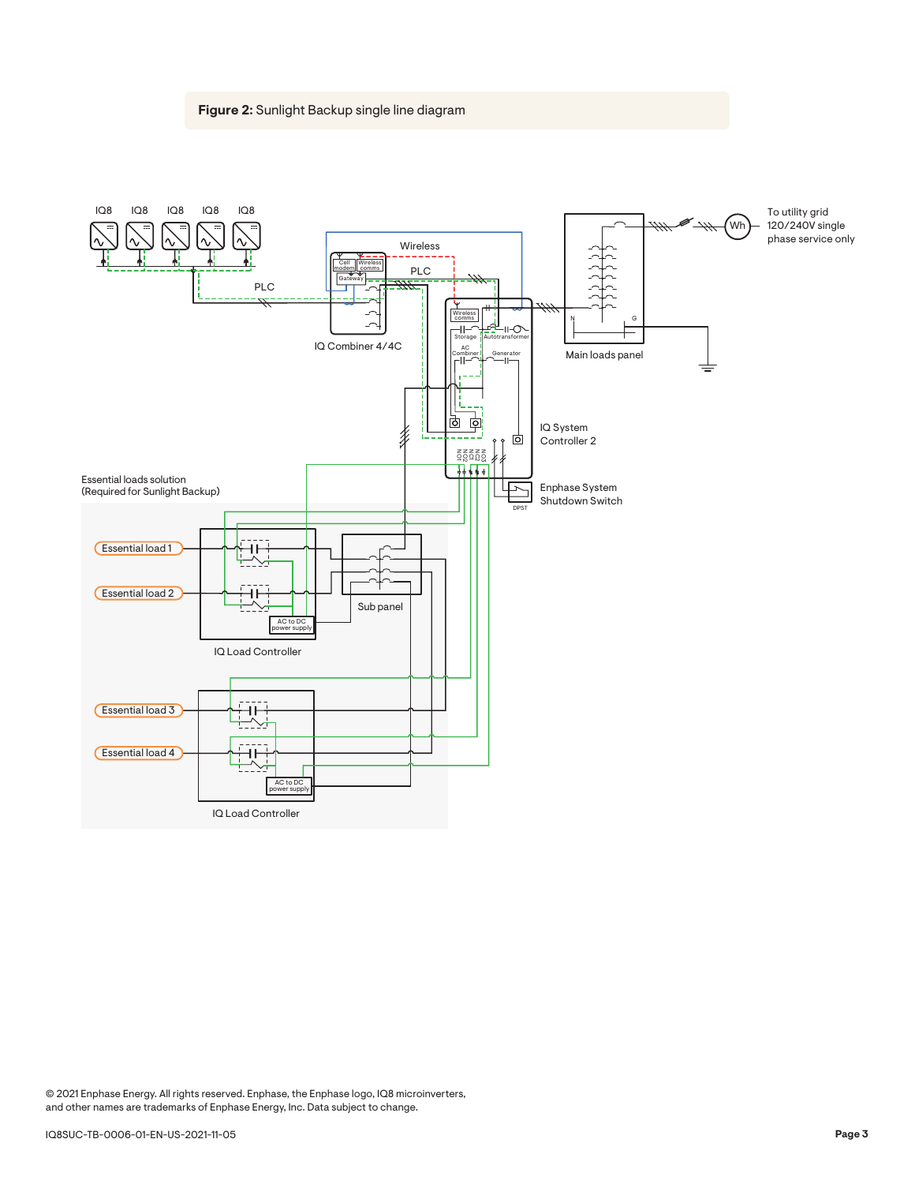**Figure 2:** Sunlight Backup single line diagram

IQ8 IQ8 IQ8 IQ8 IQ8

PLC

Wireless

PLC

Cell modem | Wireless comms | Gateway

IQ Combiner 4/4C

To utility grid 120/240V single phase service only

Wh

Main loads panel

N G

Wireless comms

Storage | Autotransformer

AC Combiner | Generator

IQ System Controller 2

Enphase System Shutdown Switch

DPST

Essential loads solution (Required for Sunlight Backup)

Essential load 1

Essential load 2

AC to DC power supply

IQ Load Controller

Sub panel

Essential load 3

Essential load 4

AC to DC power supply

IQ Load Controller

© 2021 Enphase Energy. All rights reserved. Enphase, the Enphase logo, IQ8 microinverters, and other names are trademarks of Enphase Energy, Inc. Data subject to change.

IQ8SUC-TB-0006-01-EN-US-2021-11-05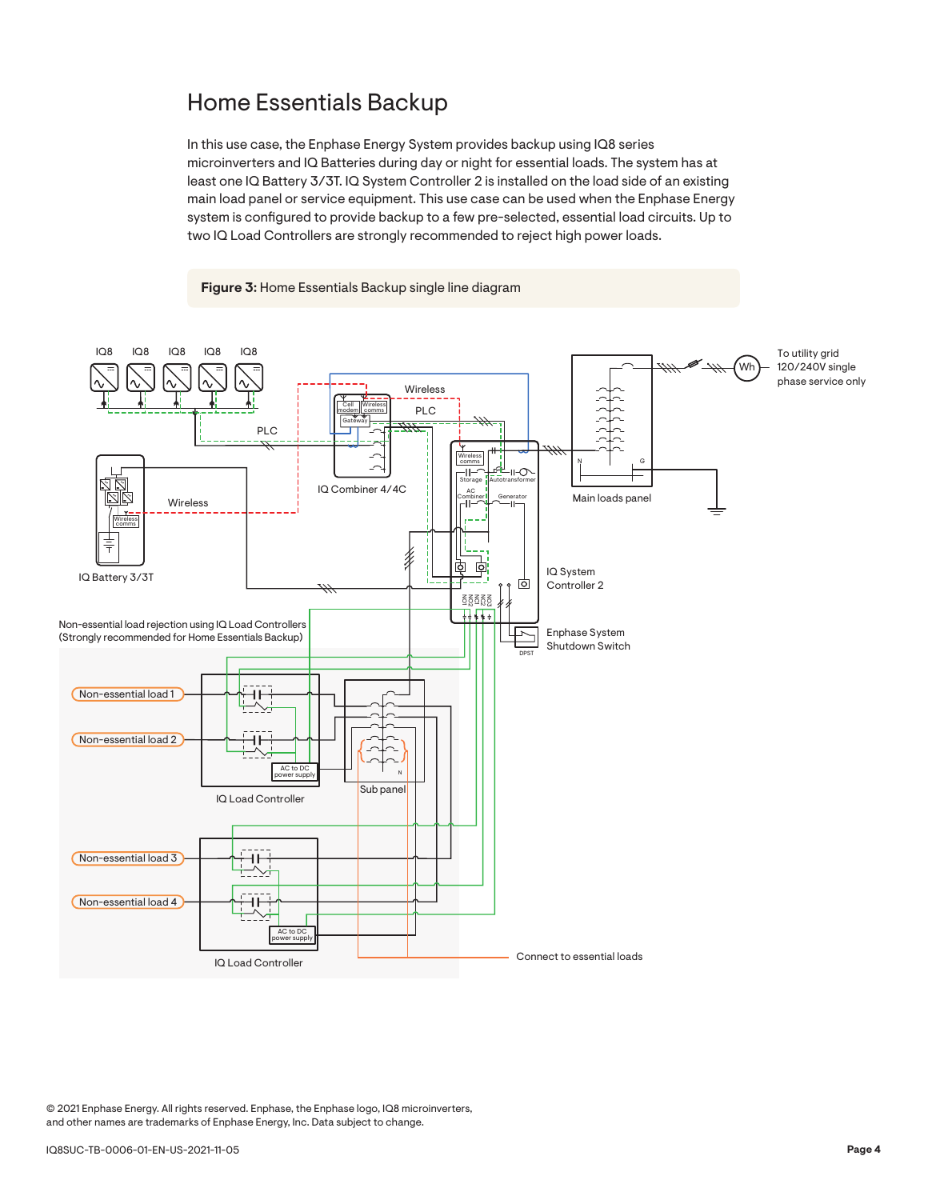# Home Essentials Backup

In this use case, the Enphase Energy System provides backup using IQ8 series microinverters and IQ Batteries during day or night for essential loads. The system has at least one IQ Battery 3/3T. IQ System Controller 2 is installed on the load side of an existing main load panel or service equipment. This use case can be used when the Enphase Energy system is configured to provide backup to a few pre-selected, essential load circuits. Up to two IQ Load Controllers are strongly recommended to reject high power loads.

**Figure 3:** Home Essentials Backup single line diagram

© 2021 Enphase Energy. All rights reserved. Enphase, the Enphase logo, IQ8 microinverters, and other names are trademarks of Enphase Energy, Inc. Data subject to change.

IQ8SUC-TB-0006-01-EN-US-2021-11-05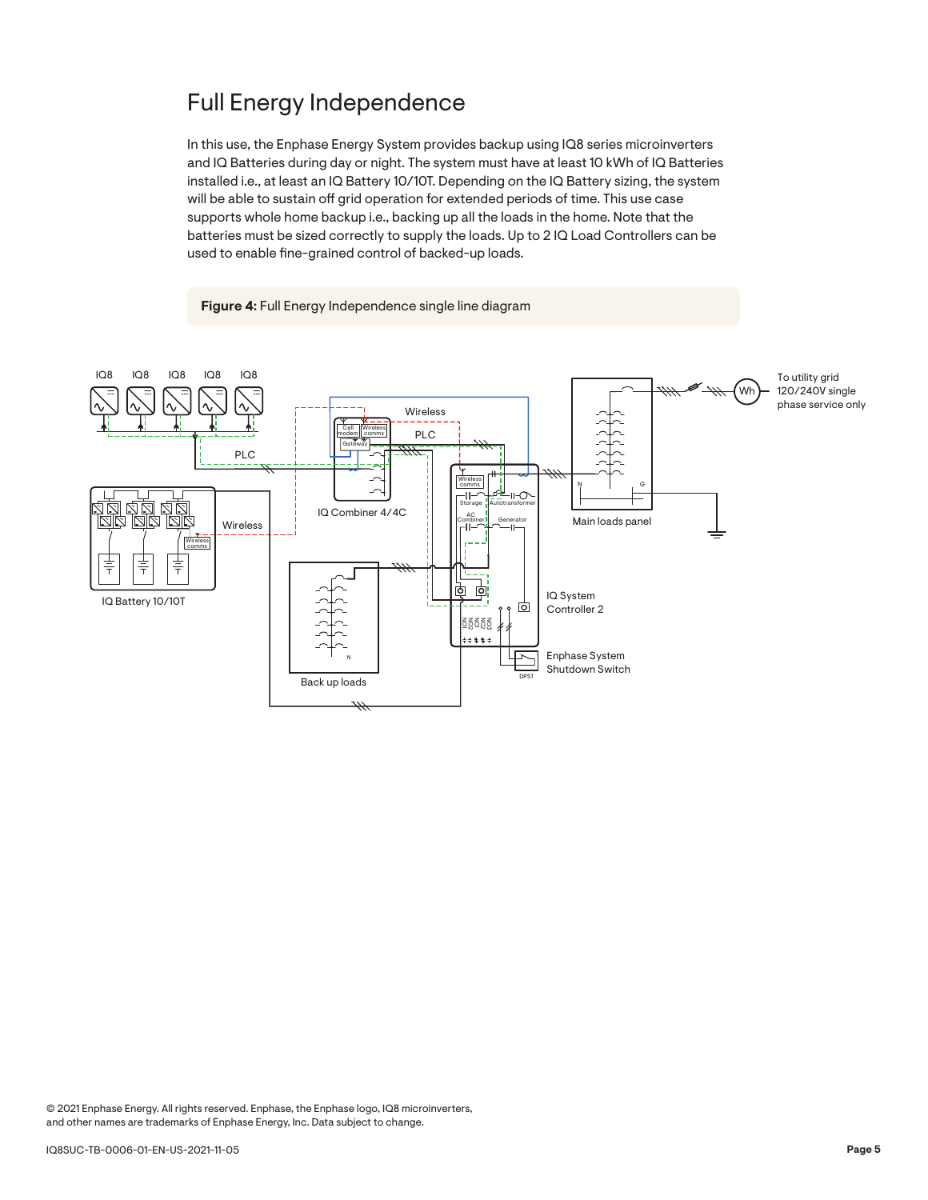# Full Energy Independence

In this use, the Enphase Energy System provides backup using IQ8 series microinverters and IQ Batteries during day or night. The system must have at least 10 kWh of IQ Batteries installed i.e., at least an IQ Battery 10/10T. Depending on the IQ Battery sizing, the system will be able to sustain off grid operation for extended periods of time. This use case supports whole home backup i.e., backing up all the loads in the home. Note that the batteries must be sized correctly to supply the loads. Up to 2 IQ Load Controllers can be used to enable fine-grained control of backed-up loads.

**Figure 4:** Full Energy Independence single line diagram

IQ8 IQ8 IQ8 IQ8 IQ8

PLC

Wireless

PLC

Cell modem | Wireless comms | Gateway

IQ Combiner 4/4C

IQ Battery 10/10T

Wireless comms

Wireless

Wireless comms | Storage | Autotransformer | AC Combiner | Generator

NO1 NC1 NO2 NC2 NO3

IQ System Controller 2

DPST

Enphase System Shutdown Switch

Back up loads

Main loads panel

Wh

To utility grid 120/240V single phase service only

© 2021 Enphase Energy. All rights reserved. Enphase, the Enphase logo, IQ8 microinverters, and other names are trademarks of Enphase Energy, Inc. Data subject to change.

IQ8SUC-TB-0006-01-EN-US-2021-11-05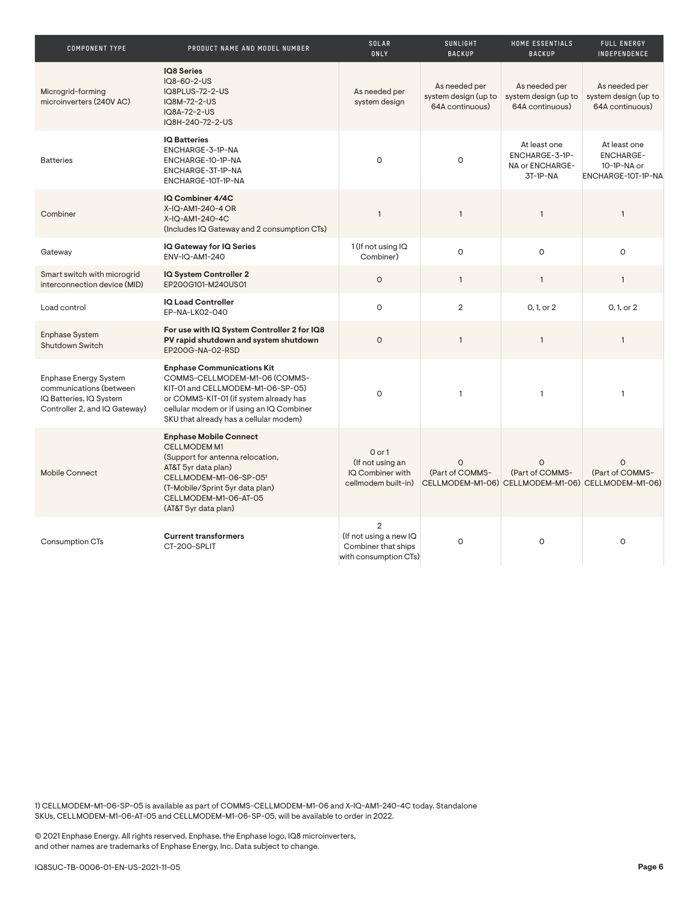| COMPONENT TYPE | PRODUCT NAME AND MODEL NUMBER | SOLAR ONLY | SUNLIGHT BACKUP | HOME ESSENTIALS BACKUP | FULL ENERGY INDEPENDENCE |
|---|---|---|---|---|---|
| Microgrid-forming microinverters (240V AC) | **IQ8 Series** IQ8-60-2-US IQ8PLUS-72-2-US IQ8M-72-2-US IQ8A-72-2-US IQ8H-240-72-2-US | As needed per system design | As needed per system design (up to 64A continuous) | As needed per system design (up to 64A continuous) | As needed per system design (up to 64A continuous) |
| Batteries | **IQ Batteries** ENCHARGE-3-1P-NA ENCHARGE-10-1P-NA ENCHARGE-3T-1P-NA ENCHARGE-10T-1P-NA | 0 | 0 | At least one ENCHARGE-3-1P-NA or ENCHARGE-3T-1P-NA | At least one ENCHARGE-10-1P-NA or ENCHARGE-10T-1P-NA |
| Combiner | **IQ Combiner 4/4C** X-IQ-AM1-240-4 OR X-IQ-AM1-240-4C (Includes IQ Gateway and 2 consumption CTs) | 1 | 1 | 1 | 1 |
| Gateway | **IQ Gateway for IQ Series** ENV-IQ-AM1-240 | 1 (If not using IQ Combiner) | 0 | 0 | 0 |
| Smart switch with microgrid interconnection device (MID) | **IQ System Controller 2** EP200G101-M240US01 | 0 | 1 | 1 | 1 |
| Load control | **IQ Load Controller** EP-NA-LK02-040 | 0 | 2 | 0, 1, or 2 | 0, 1, or 2 |
| Enphase System Shutdown Switch | **For use with IQ System Controller 2 for IQ8 PV rapid shutdown and system shutdown** EP200G-NA-02-RSD | 0 | 1 | 1 | 1 |
| Enphase Energy System communications (between IQ Batteries, IQ System Controller 2, and IQ Gateway) | **Enphase Communications Kit** COMMS-CELLMODEM-M1-06 (COMMS-KIT-01 and CELLMODEM-M1-06-SP-05) or COMMS-KIT-01 (if system already has cellular modem or if using an IQ Combiner SKU that already has a cellular modem) | 0 | 1 | 1 | 1 |
| Mobile Connect | **Enphase Mobile Connect** CELLMODEM M1 (Support for antenna relocation, AT&T 5yr data plan) CELLMODEM-M1-06-SP-05[1] (T-Mobile/Sprint 5yr data plan) CELLMODEM-M1-06-AT-05 (AT&T 5yr data plan) | 0 or 1 (If not using an IQ Combiner with cellmodem built-in) | 0 (Part of COMMS-CELLMODEM-M1-06) | 0 (Part of COMMS-CELLMODEM-M1-06) | 0 (Part of COMMS-CELLMODEM-M1-06) |
| Consumption CTs | **Current transformers** CT-200-SPLIT | 2 (If not using a new IQ Combiner that ships with consumption CTs) | 0 | 0 | 0 |

1) CELLMODEM-M1-06-SP-05 is available as part of COMMS-CELLMODEM-M1-06 and X-IQ-AM1-240-4C today. Standalone SKUs, CELLMODEM-M1-06-AT-05 and CELLMODEM-M1-06-SP-05, will be available to order in 2022.

© 2021 Enphase Energy. All rights reserved. Enphase, the Enphase logo, IQ8 microinverters, and other names are trademarks of Enphase Energy, Inc. Data subject to change.

IQ8SUC-TB-0006-01-EN-US-2021-11-05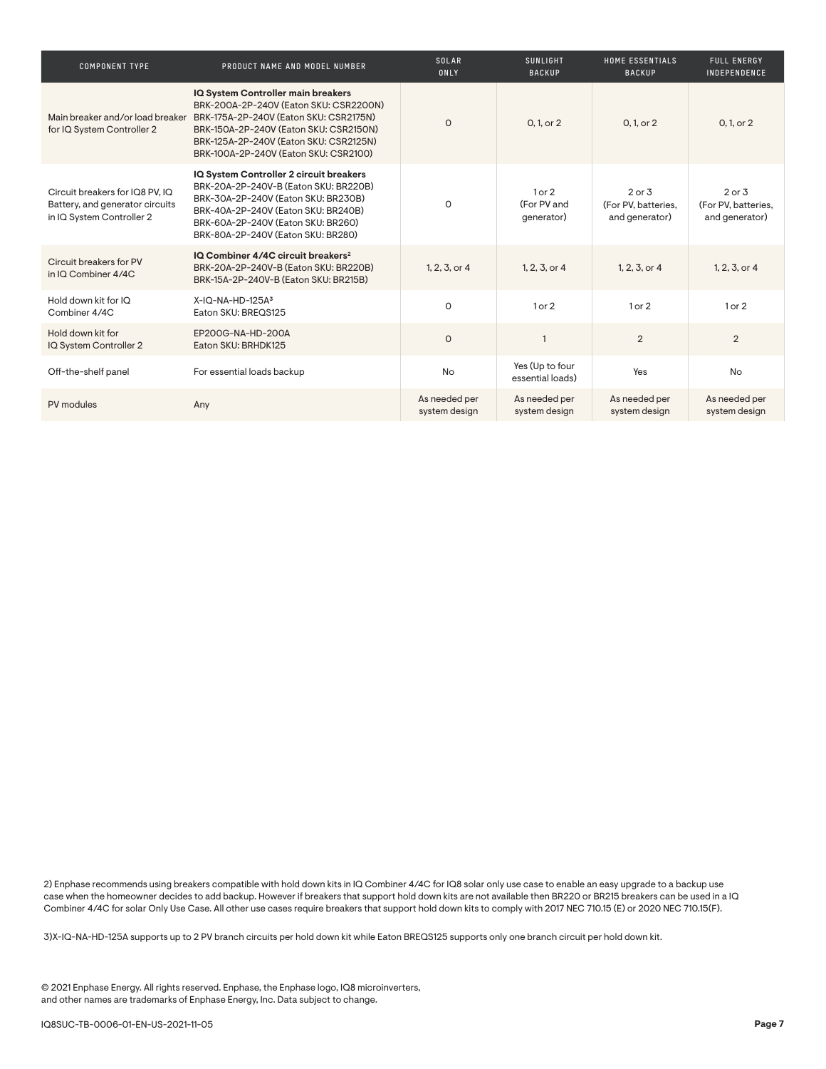| COMPONENT TYPE | PRODUCT NAME AND MODEL NUMBER | SOLAR ONLY | SUNLIGHT BACKUP | HOME ESSENTIALS BACKUP | FULL ENERGY INDEPENDENCE |
|---|---|---|---|---|---|
| Main breaker and/or load breaker for IQ System Controller 2 | **IQ System Controller main breakers**<br>BRK-200A-2P-240V (Eaton SKU: CSR2200N)<br>BRK-175A-2P-240V (Eaton SKU: CSR2175N)<br>BRK-150A-2P-240V (Eaton SKU: CSR2150N)<br>BRK-125A-2P-240V (Eaton SKU: CSR2125N)<br>BRK-100A-2P-240V (Eaton SKU: CSR2100) | 0 | 0, 1, or 2 | 0, 1, or 2 | 0, 1, or 2 |
| Circuit breakers for IQ8 PV, IQ Battery, and generator circuits in IQ System Controller 2 | **IQ System Controller 2 circuit breakers**<br>BRK-20A-2P-240V-B (Eaton SKU: BR220B)<br>BRK-30A-2P-240V (Eaton SKU: BR230B)<br>BRK-40A-2P-240V (Eaton SKU: BR240B)<br>BRK-60A-2P-240V (Eaton SKU: BR260)<br>BRK-80A-2P-240V (Eaton SKU: BR280) | 0 | 1 or 2 (For PV and generator) | 2 or 3 (For PV, batteries, and generator) | 2 or 3 (For PV, batteries, and generator) |
| Circuit breakers for PV in IQ Combiner 4/4C | **IQ Combiner 4/4C circuit breakers**[2]<br>BRK-20A-2P-240V-B (Eaton SKU: BR220B)<br>BRK-15A-2P-240V-B (Eaton SKU: BR215B) | 1, 2, 3, or 4 | 1, 2, 3, or 4 | 1, 2, 3, or 4 | 1, 2, 3, or 4 |
| Hold down kit for IQ Combiner 4/4C | X-IQ-NA-HD-125A[3]<br>Eaton SKU: BREQS125 | 0 | 1 or 2 | 1 or 2 | 1 or 2 |
| Hold down kit for IQ System Controller 2 | EP200G-NA-HD-200A<br>Eaton SKU: BRHDK125 | 0 | 1 | 2 | 2 |
| Off-the-shelf panel | For essential loads backup | No | Yes (Up to four essential loads) | Yes | No |
| PV modules | Any | As needed per system design | As needed per system design | As needed per system design | As needed per system design |

2) Enphase recommends using breakers compatible with hold down kits in IQ Combiner 4/4C for IQ8 solar only use case to enable an easy upgrade to a backup use case when the homeowner decides to add backup. However if breakers that support hold down kits are not available then BR220 or BR215 breakers can be used in a IQ Combiner 4/4C for solar Only Use Case. All other use cases require breakers that support hold down kits to comply with 2017 NEC 710.15 (E) or 2020 NEC 710.15(F).

3)X-IQ-NA-HD-125A supports up to 2 PV branch circuits per hold down kit while Eaton BREQS125 supports only one branch circuit per hold down kit.

© 2021 Enphase Energy. All rights reserved. Enphase, the Enphase logo, IQ8 microinverters, and other names are trademarks of Enphase Energy, Inc. Data subject to change.

IQ8SUC-TB-0006-01-EN-US-2021-11-05